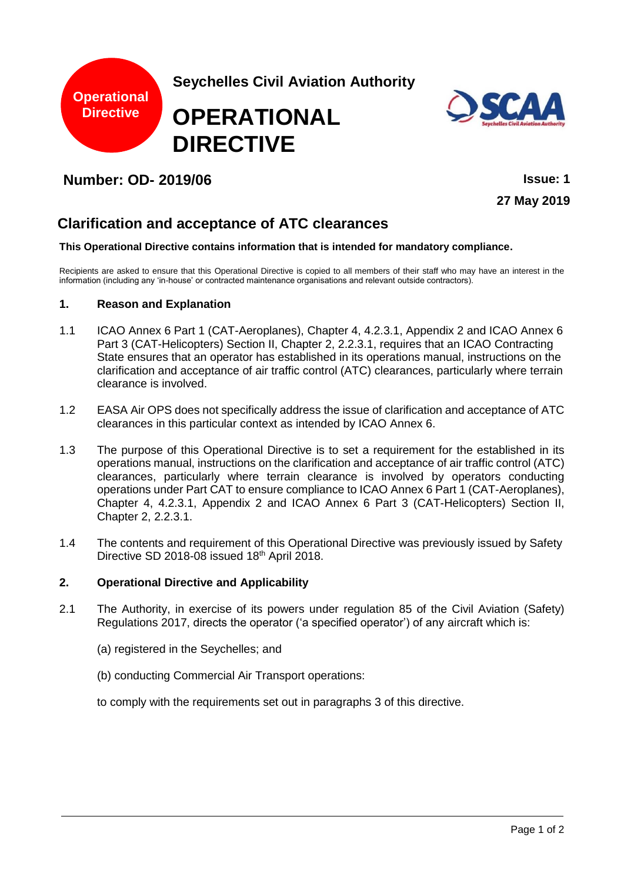Operational Directive

**Seychelles Civil Aviation Authority**

# OPERATIONAL DIRECTIVE

**Number: OD- 2019/06**

**Issue: 1**

**27 May 2019**

## Clarification and acceptance of ATC clearances

**This Operational Directive contains information that is intended for mandatory compliance.**

Recipients are asked to ensure that this Operational Directive is copied to all members of their staff who may have an interest in the information (including any 'in-house' or contracted maintenance organisations and relevant outside contractors).

### 1. Reason and Explanation

1.1 ICAO Annex 6 Part 1 (CAT-Aeroplanes), Chapter 4, 4.2.3.1, Appendix 2 and ICAO Annex 6 Part 3 (CAT-Helicopters) Section II, Chapter 2, 2.2.3.1, requires that an ICAO Contracting State ensures that an operator has established in its operations manual, instructions on the clarification and acceptance of air traffic control (ATC) clearances, particularly where terrain clearance is involved.

1.2 EASA Air OPS does not specifically address the issue of clarification and acceptance of ATC clearances in this particular context as intended by ICAO Annex 6.

1.3 The purpose of this Operational Directive is to set a requirement for the established in its operations manual, instructions on the clarification and acceptance of air traffic control (ATC) clearances, particularly where terrain clearance is involved by operators conducting operations under Part CAT to ensure compliance to ICAO Annex 6 Part 1 (CAT-Aeroplanes), Chapter 4, 4.2.3.1, Appendix 2 and ICAO Annex 6 Part 3 (CAT-Helicopters) Section II, Chapter 2, 2.2.3.1.

1.4 The contents and requirement of this Operational Directive was previously issued by Safety Directive SD 2018-08 issued 18th April 2018.

### 2. Operational Directive and Applicability

2.1 The Authority, in exercise of its powers under regulation 85 of the Civil Aviation (Safety) Regulations 2017, directs the operator ('a specified operator') of any aircraft which is:

(a) registered in the Seychelles; and

(b) conducting Commercial Air Transport operations:

to comply with the requirements set out in paragraphs 3 of this directive.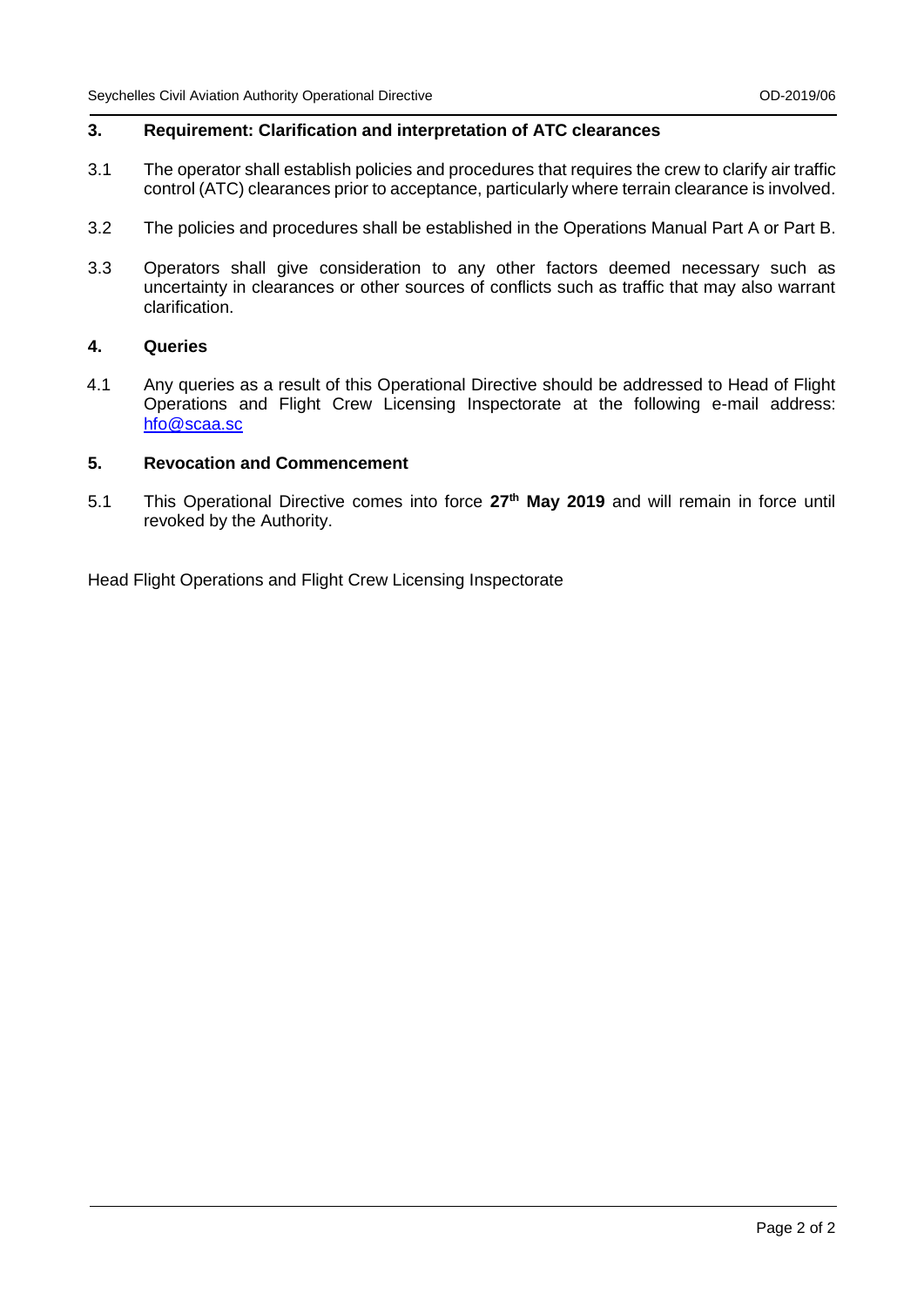## 3. Requirement: Clarification and interpretation of ATC clearances

3.1 The operator shall establish policies and procedures that requires the crew to clarify air traffic control (ATC) clearances prior to acceptance, particularly where terrain clearance is involved.

3.2 The policies and procedures shall be established in the Operations Manual Part A or Part B.

3.3 Operators shall give consideration to any other factors deemed necessary such as uncertainty in clearances or other sources of conflicts such as traffic that may also warrant clarification.

## 4. Queries

4.1 Any queries as a result of this Operational Directive should be addressed to Head of Flight Operations and Flight Crew Licensing Inspectorate at the following e-mail address: hfo@scaa.sc

## 5. Revocation and Commencement

5.1 This Operational Directive comes into force **27th May 2019** and will remain in force until revoked by the Authority.

Head Flight Operations and Flight Crew Licensing Inspectorate